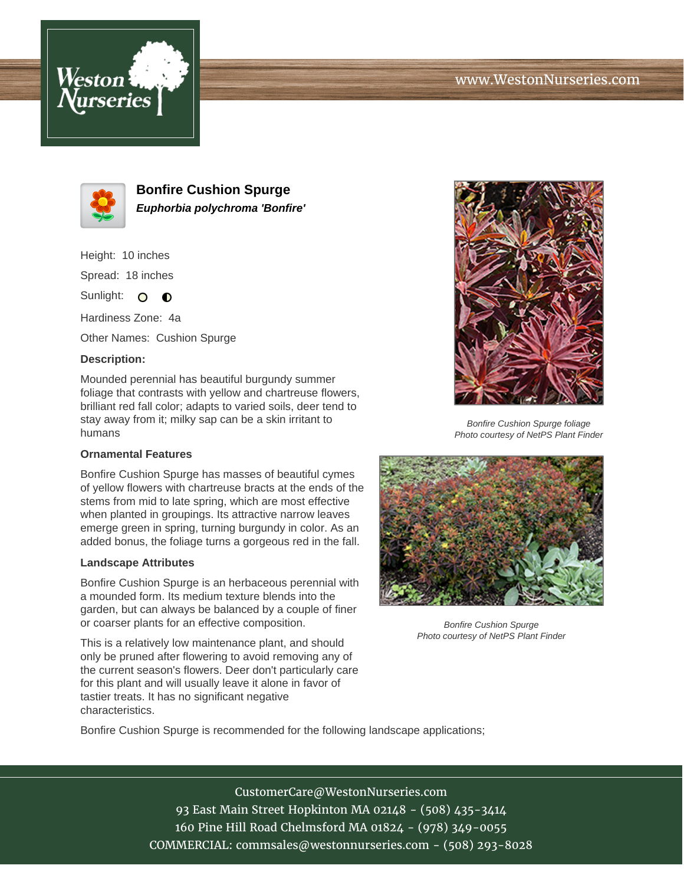# Bonfire Cushion Spurge

***Euphorbia polychroma 'Bonfire'***

Height: 10 inches

Spread: 18 inches

Sunlight:

Hardiness Zone: 4a

Other Names: Cushion Spurge

**Description:**

Mounded perennial has beautiful burgundy summer foliage that contrasts with yellow and chartreuse flowers, brilliant red fall color; adapts to varied soils, deer tend to stay away from it; milky sap can be a skin irritant to humans

### Ornamental Features

Bonfire Cushion Spurge has masses of beautiful cymes of yellow flowers with chartreuse bracts at the ends of the stems from mid to late spring, which are most effective when planted in groupings. Its attractive narrow leaves emerge green in spring, turning burgundy in color. As an added bonus, the foliage turns a gorgeous red in the fall.

### Landscape Attributes

Bonfire Cushion Spurge is an herbaceous perennial with a mounded form. Its medium texture blends into the garden, but can always be balanced by a couple of finer or coarser plants for an effective composition.

This is a relatively low maintenance plant, and should only be pruned after flowering to avoid removing any of the current season's flowers. Deer don't particularly care for this plant and will usually leave it alone in favor of tastier treats. It has no significant negative characteristics.

Bonfire Cushion Spurge is recommended for the following landscape applications;

*Bonfire Cushion Spurge foliage*
*Photo courtesy of NetPS Plant Finder*

*Bonfire Cushion Spurge*
*Photo courtesy of NetPS Plant Finder*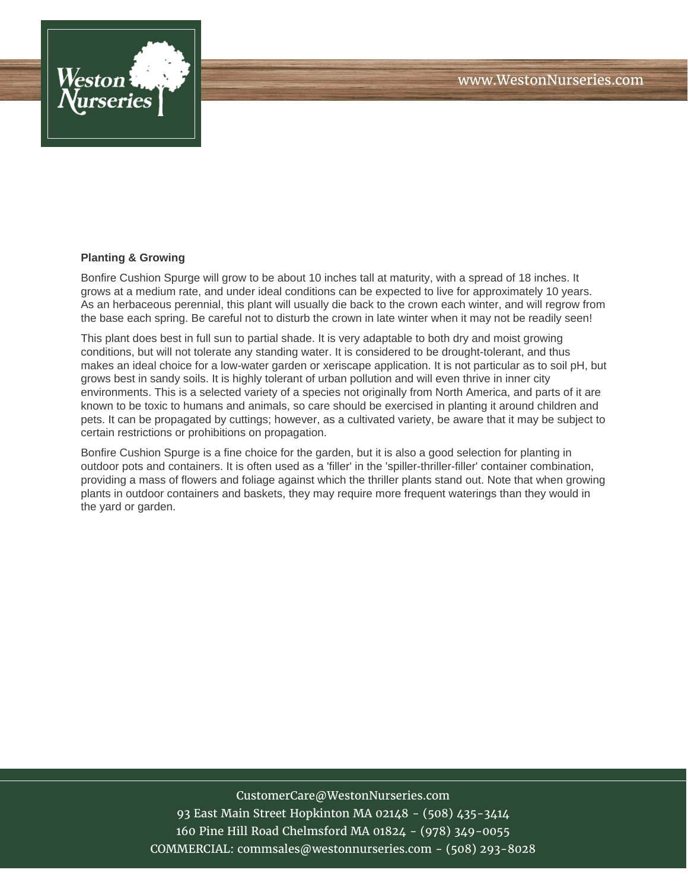**Planting & Growing**

Bonfire Cushion Spurge will grow to be about 10 inches tall at maturity, with a spread of 18 inches. It grows at a medium rate, and under ideal conditions can be expected to live for approximately 10 years. As an herbaceous perennial, this plant will usually die back to the crown each winter, and will regrow from the base each spring. Be careful not to disturb the crown in late winter when it may not be readily seen!

This plant does best in full sun to partial shade. It is very adaptable to both dry and moist growing conditions, but will not tolerate any standing water. It is considered to be drought-tolerant, and thus makes an ideal choice for a low-water garden or xeriscape application. It is not particular as to soil pH, but grows best in sandy soils. It is highly tolerant of urban pollution and will even thrive in inner city environments. This is a selected variety of a species not originally from North America, and parts of it are known to be toxic to humans and animals, so care should be exercised in planting it around children and pets. It can be propagated by cuttings; however, as a cultivated variety, be aware that it may be subject to certain restrictions or prohibitions on propagation.

Bonfire Cushion Spurge is a fine choice for the garden, but it is also a good selection for planting in outdoor pots and containers. It is often used as a 'filler' in the 'spiller-thriller-filler' container combination, providing a mass of flowers and foliage against which the thriller plants stand out. Note that when growing plants in outdoor containers and baskets, they may require more frequent waterings than they would in the yard or garden.